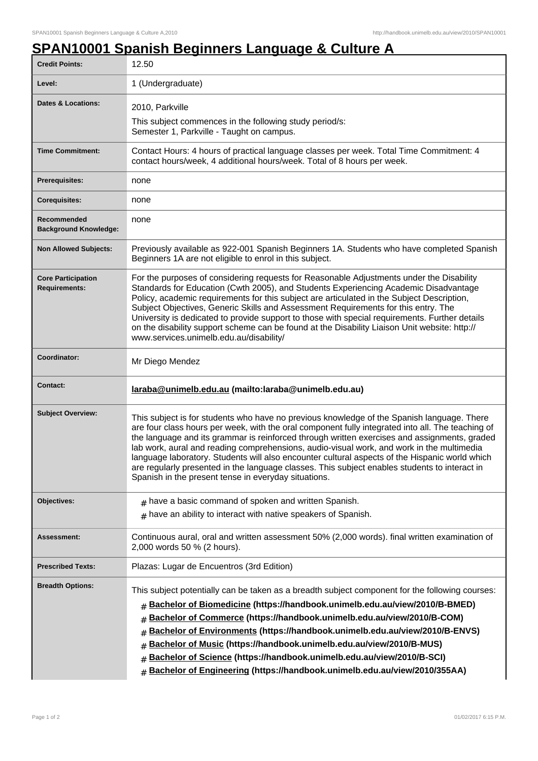# SPAN10001 Spanish Beginners Language & Culture A

| | |
|---|---|
| **Credit Points:** | 12.50 |
| **Level:** | 1 (Undergraduate) |
| **Dates & Locations:** | 2010, Parkville<br>This subject commences in the following study period/s:<br>Semester 1, Parkville - Taught on campus. |
| **Time Commitment:** | Contact Hours: 4 hours of practical language classes per week. Total Time Commitment: 4 contact hours/week, 4 additional hours/week. Total of 8 hours per week. |
| **Prerequisites:** | none |
| **Corequisites:** | none |
| **Recommended Background Knowledge:** | none |
| **Non Allowed Subjects:** | Previously available as 922-001 Spanish Beginners 1A. Students who have completed Spanish Beginners 1A are not eligible to enrol in this subject. |
| **Core Participation Requirements:** | For the purposes of considering requests for Reasonable Adjustments under the Disability Standards for Education (Cwth 2005), and Students Experiencing Academic Disadvantage Policy, academic requirements for this subject are articulated in the Subject Description, Subject Objectives, Generic Skills and Assessment Requirements for this entry. The University is dedicated to provide support to those with special requirements. Further details on the disability support scheme can be found at the Disability Liaison Unit website: http://www.services.unimelb.edu.au/disability/ |
| **Coordinator:** | Mr Diego Mendez |
| **Contact:** | **laraba@unimelb.edu.au (mailto:laraba@unimelb.edu.au)** |
| **Subject Overview:** | This subject is for students who have no previous knowledge of the Spanish language. There are four class hours per week, with the oral component fully integrated into all. The teaching of the language and its grammar is reinforced through written exercises and assignments, graded lab work, aural and reading comprehensions, audio-visual work, and work in the multimedia language laboratory. Students will also encounter cultural aspects of the Hispanic world which are regularly presented in the language classes. This subject enables students to interact in Spanish in the present tense in everyday situations. |
| **Objectives:** | # have a basic command of spoken and written Spanish.<br># have an ability to interact with native speakers of Spanish. |
| **Assessment:** | Continuous aural, oral and written assessment 50% (2,000 words). final written examination of 2,000 words 50 % (2 hours). |
| **Prescribed Texts:** | Plazas: Lugar de Encuentros (3rd Edition) |
| **Breadth Options:** | This subject potentially can be taken as a breadth subject component for the following courses:<br># **Bachelor of Biomedicine (https://handbook.unimelb.edu.au/view/2010/B-BMED)**<br># **Bachelor of Commerce (https://handbook.unimelb.edu.au/view/2010/B-COM)**<br># **Bachelor of Environments (https://handbook.unimelb.edu.au/view/2010/B-ENVS)**<br># **Bachelor of Music (https://handbook.unimelb.edu.au/view/2010/B-MUS)**<br># **Bachelor of Science (https://handbook.unimelb.edu.au/view/2010/B-SCI)**<br># **Bachelor of Engineering (https://handbook.unimelb.edu.au/view/2010/355AA)** |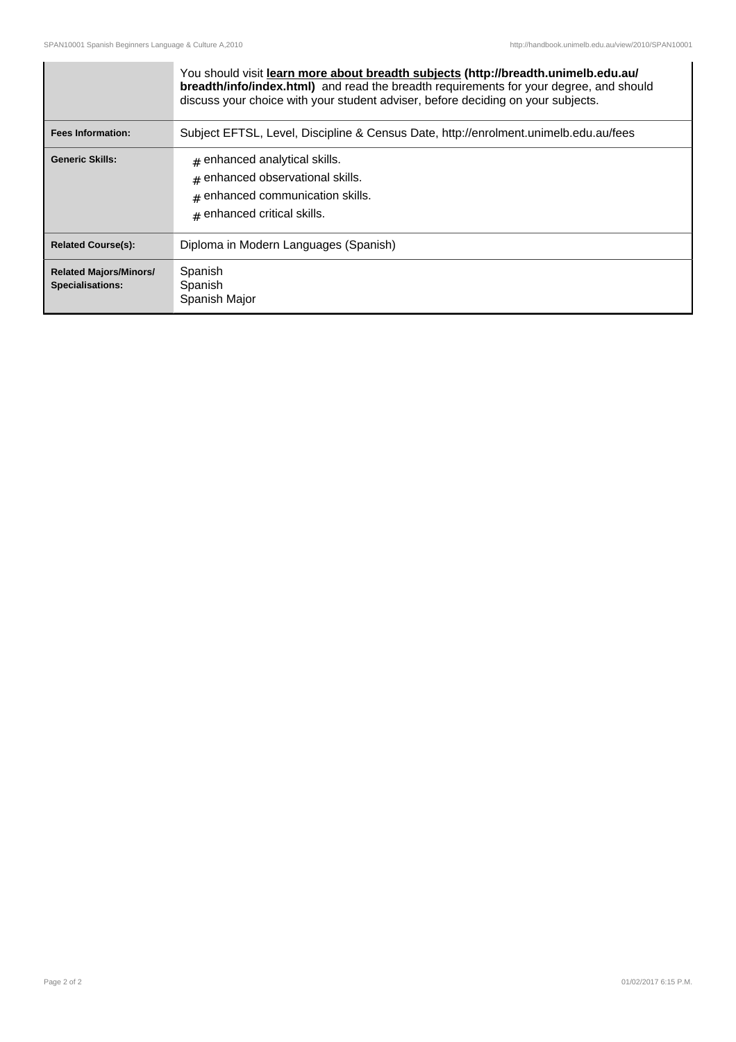| | |
|---|---|
| | You should visit **learn more about breadth subjects (http://breadth.unimelb.edu.au/breadth/info/index.html)** and read the breadth requirements for your degree, and should discuss your choice with your student adviser, before deciding on your subjects. |
| **Fees Information:** | Subject EFTSL, Level, Discipline & Census Date, http://enrolment.unimelb.edu.au/fees |
| **Generic Skills:** | # enhanced analytical skills.<br># enhanced observational skills.<br># enhanced communication skills.<br># enhanced critical skills. |
| **Related Course(s):** | Diploma in Modern Languages (Spanish) |
| **Related Majors/Minors/ Specialisations:** | Spanish<br>Spanish<br>Spanish Major |